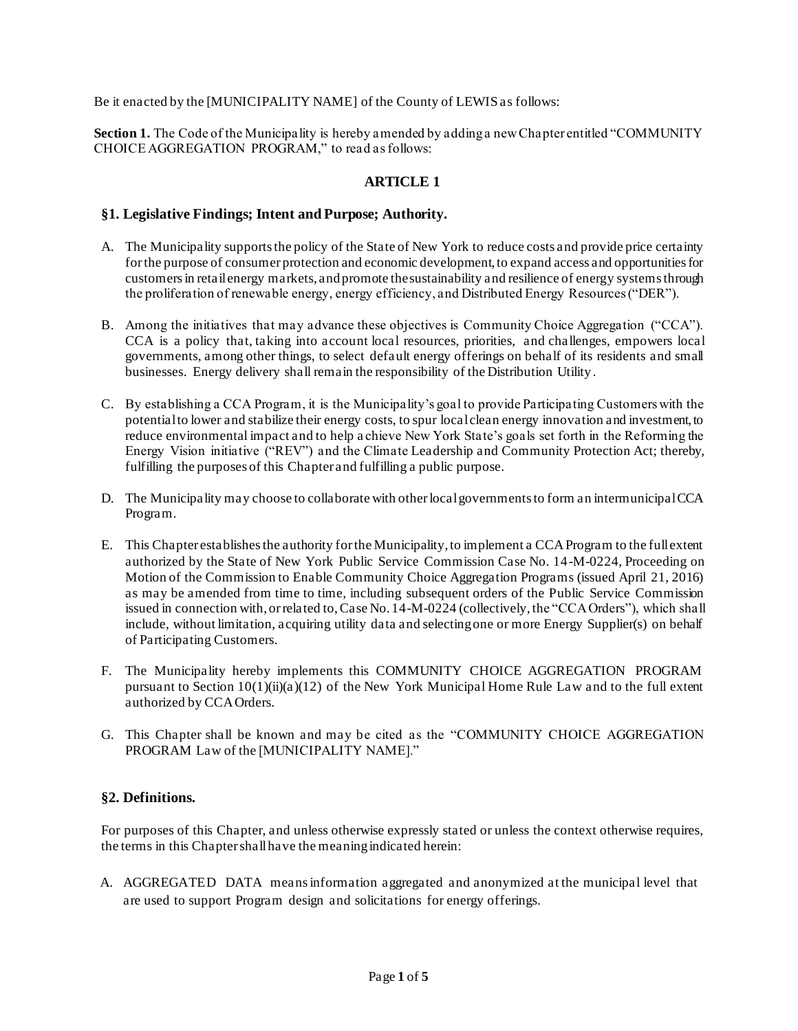Be it enacted by the [MUNICIPALITY NAME] of the County of LEWIS as follows:

**Section 1.** The Code of the Municipality is hereby amended by adding a new Chapter entitled "COMMUNITY CHOICE AGGREGATION PROGRAM," to read as follows:

## ARTICLE 1

### §1. Legislative Findings; Intent and Purpose; Authority.

A. The Municipality supports the policy of the State of New York to reduce costs and provide price certainty for the purpose of consumer protection and economic development, to expand access and opportunities for customers in retail energy markets, and promote the sustainability and resilience of energy systems through the proliferation of renewable energy, energy efficiency, and Distributed Energy Resources ("DER").

B. Among the initiatives that may advance these objectives is Community Choice Aggregation ("CCA"). CCA is a policy that, taking into account local resources, priorities, and challenges, empowers local governments, among other things, to select default energy offerings on behalf of its residents and small businesses. Energy delivery shall remain the responsibility of the Distribution Utility.

C. By establishing a CCA Program, it is the Municipality's goal to provide Participating Customers with the potential to lower and stabilize their energy costs, to spur local clean energy innovation and investment, to reduce environmental impact and to help achieve New York State's goals set forth in the Reforming the Energy Vision initiative ("REV") and the Climate Leadership and Community Protection Act; thereby, fulfilling the purposes of this Chapter and fulfilling a public purpose.

D. The Municipality may choose to collaborate with other local governments to form an intermunicipal CCA Program.

E. This Chapter establishes the authority for the Municipality, to implement a CCA Program to the full extent authorized by the State of New York Public Service Commission Case No. 14-M-0224, Proceeding on Motion of the Commission to Enable Community Choice Aggregation Programs (issued April 21, 2016) as may be amended from time to time, including subsequent orders of the Public Service Commission issued in connection with, or related to, Case No. 14-M-0224 (collectively, the "CCA Orders"), which shall include, without limitation, acquiring utility data and selecting one or more Energy Supplier(s) on behalf of Participating Customers.

F. The Municipality hereby implements this COMMUNITY CHOICE AGGREGATION PROGRAM pursuant to Section 10(1)(ii)(a)(12) of the New York Municipal Home Rule Law and to the full extent authorized by CCA Orders.

G. This Chapter shall be known and may be cited as the "COMMUNITY CHOICE AGGREGATION PROGRAM Law of the [MUNICIPALITY NAME]."

### §2. Definitions.

For purposes of this Chapter, and unless otherwise expressly stated or unless the context otherwise requires, the terms in this Chapter shall have the meaning indicated herein:

A. AGGREGATED DATA means information aggregated and anonymized at the municipal level that are used to support Program design and solicitations for energy offerings.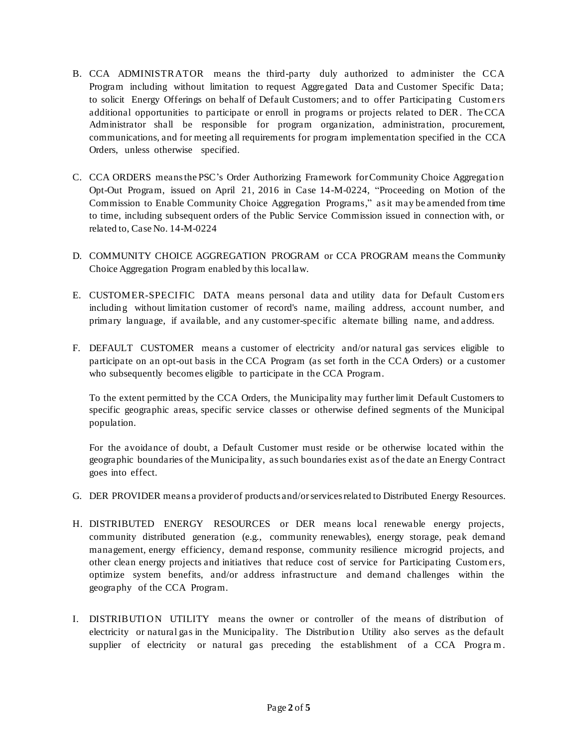B. CCA ADMINISTRATOR means the third-party duly authorized to administer the CCA Program including without limitation to request Aggregated Data and Customer Specific Data; to solicit Energy Offerings on behalf of Default Customers; and to offer Participating Customers additional opportunities to participate or enroll in programs or projects related to DER. The CCA Administrator shall be responsible for program organization, administration, procurement, communications, and for meeting all requirements for program implementation specified in the CCA Orders, unless otherwise specified.

C. CCA ORDERS means the PSC's Order Authorizing Framework for Community Choice Aggregation Opt-Out Program, issued on April 21, 2016 in Case 14-M-0224, "Proceeding on Motion of the Commission to Enable Community Choice Aggregation Programs," as it may be amended from time to time, including subsequent orders of the Public Service Commission issued in connection with, or related to, Case No. 14-M-0224

D. COMMUNITY CHOICE AGGREGATION PROGRAM or CCA PROGRAM means the Community Choice Aggregation Program enabled by this local law.

E. CUSTOMER-SPECIFIC DATA means personal data and utility data for Default Customers including without limitation customer of record's name, mailing address, account number, and primary language, if available, and any customer-specific alternate billing name, and address.

F. DEFAULT CUSTOMER means a customer of electricity and/or natural gas services eligible to participate on an opt-out basis in the CCA Program (as set forth in the CCA Orders) or a customer who subsequently becomes eligible to participate in the CCA Program.

   To the extent permitted by the CCA Orders, the Municipality may further limit Default Customers to specific geographic areas, specific service classes or otherwise defined segments of the Municipal population.

   For the avoidance of doubt, a Default Customer must reside or be otherwise located within the geographic boundaries of the Municipality, as such boundaries exist as of the date an Energy Contract goes into effect.

G. DER PROVIDER means a provider of products and/or services related to Distributed Energy Resources.

H. DISTRIBUTED ENERGY RESOURCES or DER means local renewable energy projects, community distributed generation (e.g., community renewables), energy storage, peak demand management, energy efficiency, demand response, community resilience microgrid projects, and other clean energy projects and initiatives that reduce cost of service for Participating Customers, optimize system benefits, and/or address infrastructure and demand challenges within the geography of the CCA Program.

I. DISTRIBUTION UTILITY means the owner or controller of the means of distribution of electricity or natural gas in the Municipality. The Distribution Utility also serves as the default supplier of electricity or natural gas preceding the establishment of a CCA Program.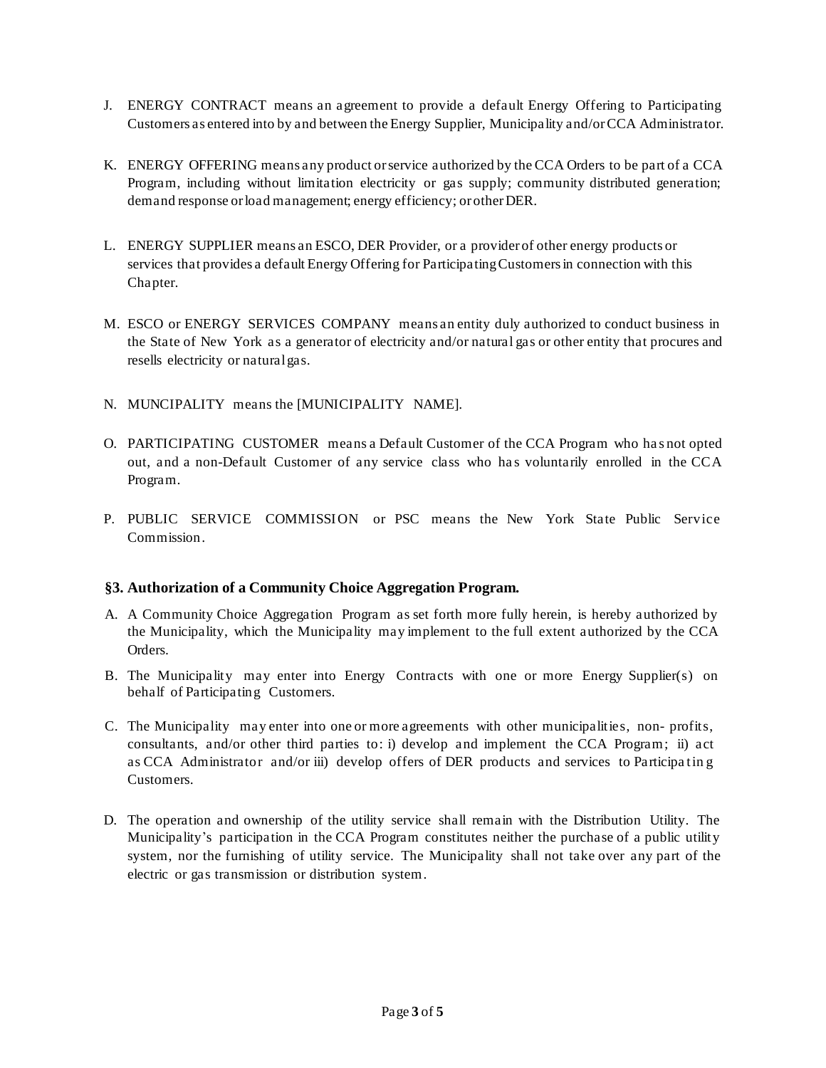J. ENERGY CONTRACT means an agreement to provide a default Energy Offering to Participating Customers as entered into by and between the Energy Supplier, Municipality and/or CCA Administrator.

K. ENERGY OFFERING means any product or service authorized by the CCA Orders to be part of a CCA Program, including without limitation electricity or gas supply; community distributed generation; demand response or load management; energy efficiency; or other DER.

L. ENERGY SUPPLIER means an ESCO, DER Provider, or a provider of other energy products or services that provides a default Energy Offering for Participating Customers in connection with this Chapter.

M. ESCO or ENERGY SERVICES COMPANY means an entity duly authorized to conduct business in the State of New York as a generator of electricity and/or natural gas or other entity that procures and resells electricity or natural gas.

N. MUNCIPALITY means the [MUNICIPALITY NAME].

O. PARTICIPATING CUSTOMER means a Default Customer of the CCA Program who has not opted out, and a non-Default Customer of any service class who has voluntarily enrolled in the CCA Program.

P. PUBLIC SERVICE COMMISSION or PSC means the New York State Public Service Commission.

### §3. Authorization of a Community Choice Aggregation Program.

A. A Community Choice Aggregation Program as set forth more fully herein, is hereby authorized by the Municipality, which the Municipality may implement to the full extent authorized by the CCA Orders.

B. The Municipality may enter into Energy Contracts with one or more Energy Supplier(s) on behalf of Participating Customers.

C. The Municipality may enter into one or more agreements with other municipalities, non- profits, consultants, and/or other third parties to: i) develop and implement the CCA Program; ii) act as CCA Administrator and/or iii) develop offers of DER products and services to Participating Customers.

D. The operation and ownership of the utility service shall remain with the Distribution Utility. The Municipality's participation in the CCA Program constitutes neither the purchase of a public utility system, nor the furnishing of utility service. The Municipality shall not take over any part of the electric or gas transmission or distribution system.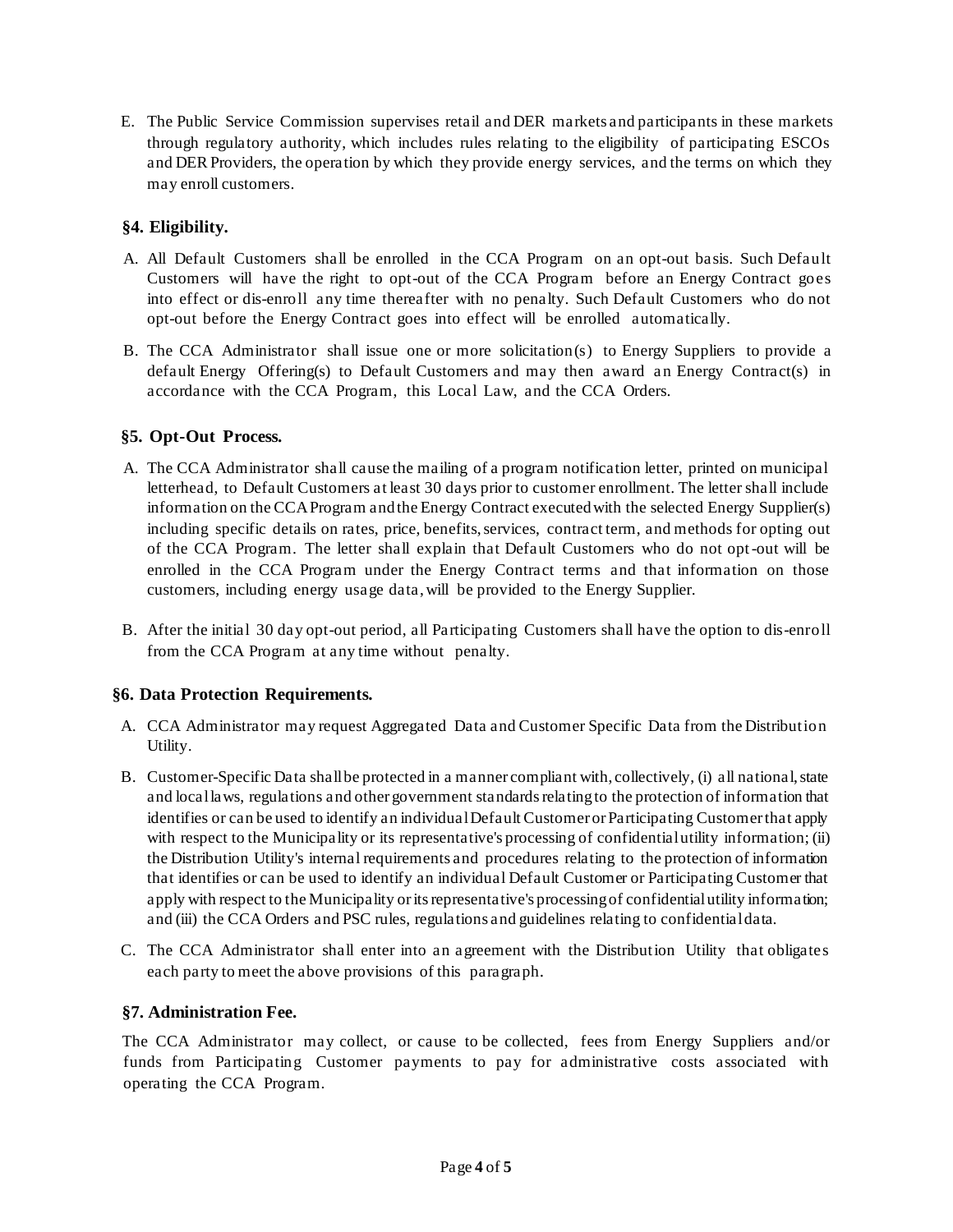E. The Public Service Commission supervises retail and DER markets and participants in these markets through regulatory authority, which includes rules relating to the eligibility of participating ESCOs and DER Providers, the operation by which they provide energy services, and the terms on which they may enroll customers.

### §4. Eligibility.

A. All Default Customers shall be enrolled in the CCA Program on an opt-out basis. Such Default Customers will have the right to opt-out of the CCA Program before an Energy Contract goes into effect or dis-enroll any time thereafter with no penalty. Such Default Customers who do not opt-out before the Energy Contract goes into effect will be enrolled automatically.

B. The CCA Administrator shall issue one or more solicitation(s) to Energy Suppliers to provide a default Energy Offering(s) to Default Customers and may then award an Energy Contract(s) in accordance with the CCA Program, this Local Law, and the CCA Orders.

### §5. Opt-Out Process.

A. The CCA Administrator shall cause the mailing of a program notification letter, printed on municipal letterhead, to Default Customers at least 30 days prior to customer enrollment. The letter shall include information on the CCA Program and the Energy Contract executed with the selected Energy Supplier(s) including specific details on rates, price, benefits, services, contract term, and methods for opting out of the CCA Program. The letter shall explain that Default Customers who do not opt-out will be enrolled in the CCA Program under the Energy Contract terms and that information on those customers, including energy usage data, will be provided to the Energy Supplier.

B. After the initial 30 day opt-out period, all Participating Customers shall have the option to dis-enroll from the CCA Program at any time without penalty.

### §6. Data Protection Requirements.

A. CCA Administrator may request Aggregated Data and Customer Specific Data from the Distribution Utility.

B. Customer-Specific Data shall be protected in a manner compliant with, collectively, (i) all national, state and local laws, regulations and other government standards relating to the protection of information that identifies or can be used to identify an individual Default Customer or Participating Customer that apply with respect to the Municipality or its representative's processing of confidential utility information; (ii) the Distribution Utility's internal requirements and procedures relating to the protection of information that identifies or can be used to identify an individual Default Customer or Participating Customer that apply with respect to the Municipality or its representative's processing of confidential utility information; and (iii) the CCA Orders and PSC rules, regulations and guidelines relating to confidential data.

C. The CCA Administrator shall enter into an agreement with the Distribution Utility that obligates each party to meet the above provisions of this paragraph.

### §7. Administration Fee.

The CCA Administrator may collect, or cause to be collected, fees from Energy Suppliers and/or funds from Participating Customer payments to pay for administrative costs associated with operating the CCA Program.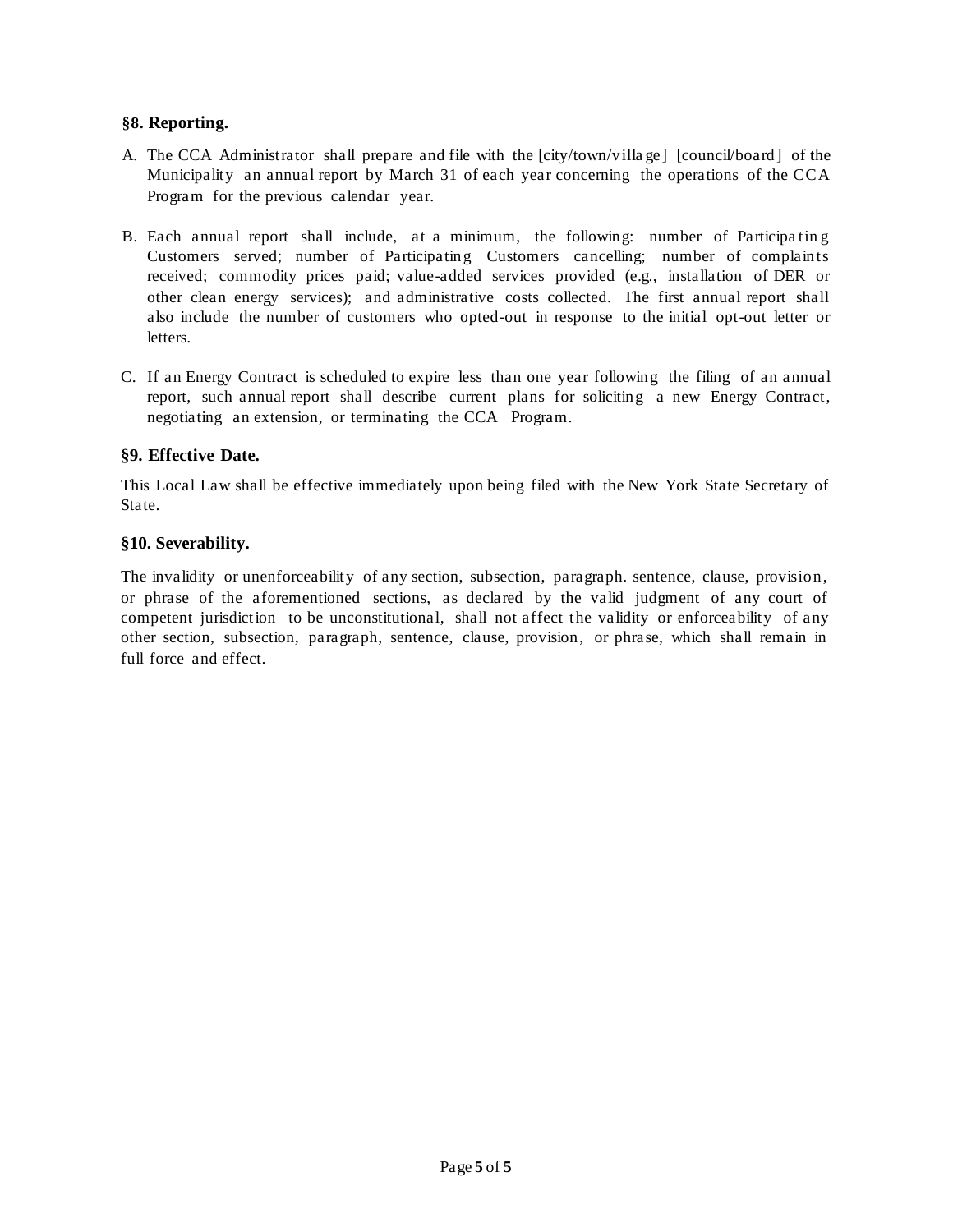### §8. Reporting.

A. The CCA Administrator shall prepare and file with the [city/town/village] [council/board] of the Municipality an annual report by March 31 of each year concerning the operations of the CCA Program for the previous calendar year.

B. Each annual report shall include, at a minimum, the following: number of Participating Customers served; number of Participating Customers cancelling; number of complaints received; commodity prices paid; value-added services provided (e.g., installation of DER or other clean energy services); and administrative costs collected. The first annual report shall also include the number of customers who opted-out in response to the initial opt-out letter or letters.

C. If an Energy Contract is scheduled to expire less than one year following the filing of an annual report, such annual report shall describe current plans for soliciting a new Energy Contract, negotiating an extension, or terminating the CCA Program.

### §9. Effective Date.

This Local Law shall be effective immediately upon being filed with the New York State Secretary of State.

### §10. Severability.

The invalidity or unenforceability of any section, subsection, paragraph. sentence, clause, provision, or phrase of the aforementioned sections, as declared by the valid judgment of any court of competent jurisdiction to be unconstitutional, shall not affect the validity or enforceability of any other section, subsection, paragraph, sentence, clause, provision, or phrase, which shall remain in full force and effect.